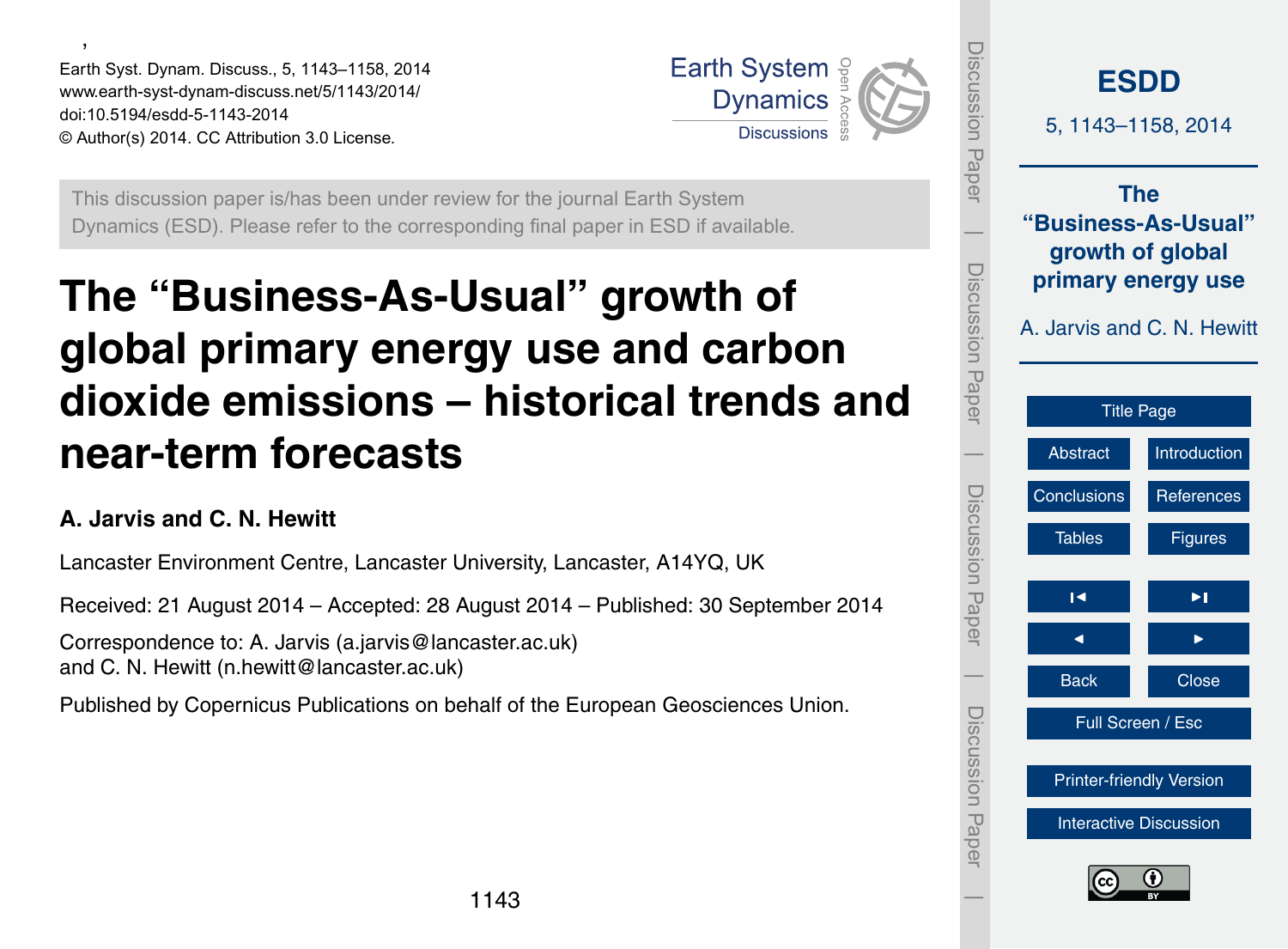Earth Syst. Dynam. Discuss., 5, 1143–1158, 2014
www.earth-syst-dynam-discuss.net/5/1143/2014/
doi:10.5194/esdd-5-1143-2014
© Author(s) 2014. CC Attribution 3.0 License.

This discussion paper is/has been under review for the journal Earth System Dynamics (ESD). Please refer to the corresponding final paper in ESD if available.

# The "Business-As-Usual" growth of global primary energy use and carbon dioxide emissions – historical trends and near-term forecasts

**A. Jarvis and C. N. Hewitt**

Lancaster Environment Centre, Lancaster University, Lancaster, A14YQ, UK

Received: 21 August 2014 – Accepted: 28 August 2014 – Published: 30 September 2014

Correspondence to: A. Jarvis (a.jarvis@lancaster.ac.uk) and C. N. Hewitt (n.hewitt@lancaster.ac.uk)

Published by Copernicus Publications on behalf of the European Geosciences Union.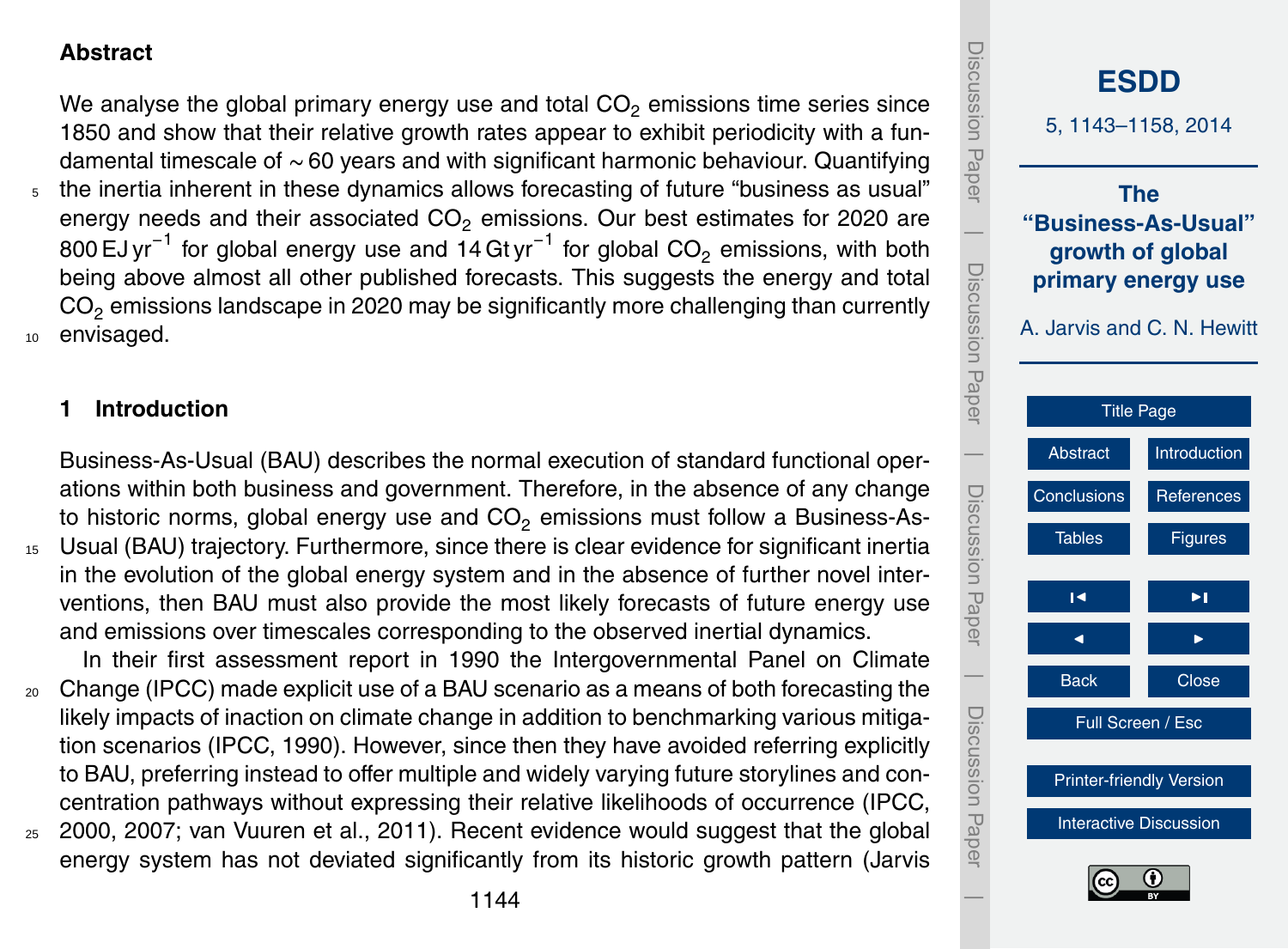## Abstract

We analyse the global primary energy use and total $CO_2$ emissions time series since 1850 and show that their relative growth rates appear to exhibit periodicity with a fundamental timescale of ∼60 years and with significant harmonic behaviour. Quantifying the inertia inherent in these dynamics allows forecasting of future "business as usual" energy needs and their associated $CO_2$ emissions. Our best estimates for 2020 are 800 EJ yr$^{-1}$ for global energy use and 14 Gt yr$^{-1}$ for global $CO_2$ emissions, with both being above almost all other published forecasts. This suggests the energy and total $CO_2$ emissions landscape in 2020 may be significantly more challenging than currently envisaged.

## 1 Introduction

Business-As-Usual (BAU) describes the normal execution of standard functional operations within both business and government. Therefore, in the absence of any change to historic norms, global energy use and $CO_2$ emissions must follow a Business-As-Usual (BAU) trajectory. Furthermore, since there is clear evidence for significant inertia in the evolution of the global energy system and in the absence of further novel interventions, then BAU must also provide the most likely forecasts of future energy use and emissions over timescales corresponding to the observed inertial dynamics.

In their first assessment report in 1990 the Intergovernmental Panel on Climate Change (IPCC) made explicit use of a BAU scenario as a means of both forecasting the likely impacts of inaction on climate change in addition to benchmarking various mitigation scenarios (IPCC, 1990). However, since then they have avoided referring explicitly to BAU, preferring instead to offer multiple and widely varying future storylines and concentration pathways without expressing their relative likelihoods of occurrence (IPCC, 2000, 2007; van Vuuren et al., 2011). Recent evidence would suggest that the global energy system has not deviated significantly from its historic growth pattern (Jarvis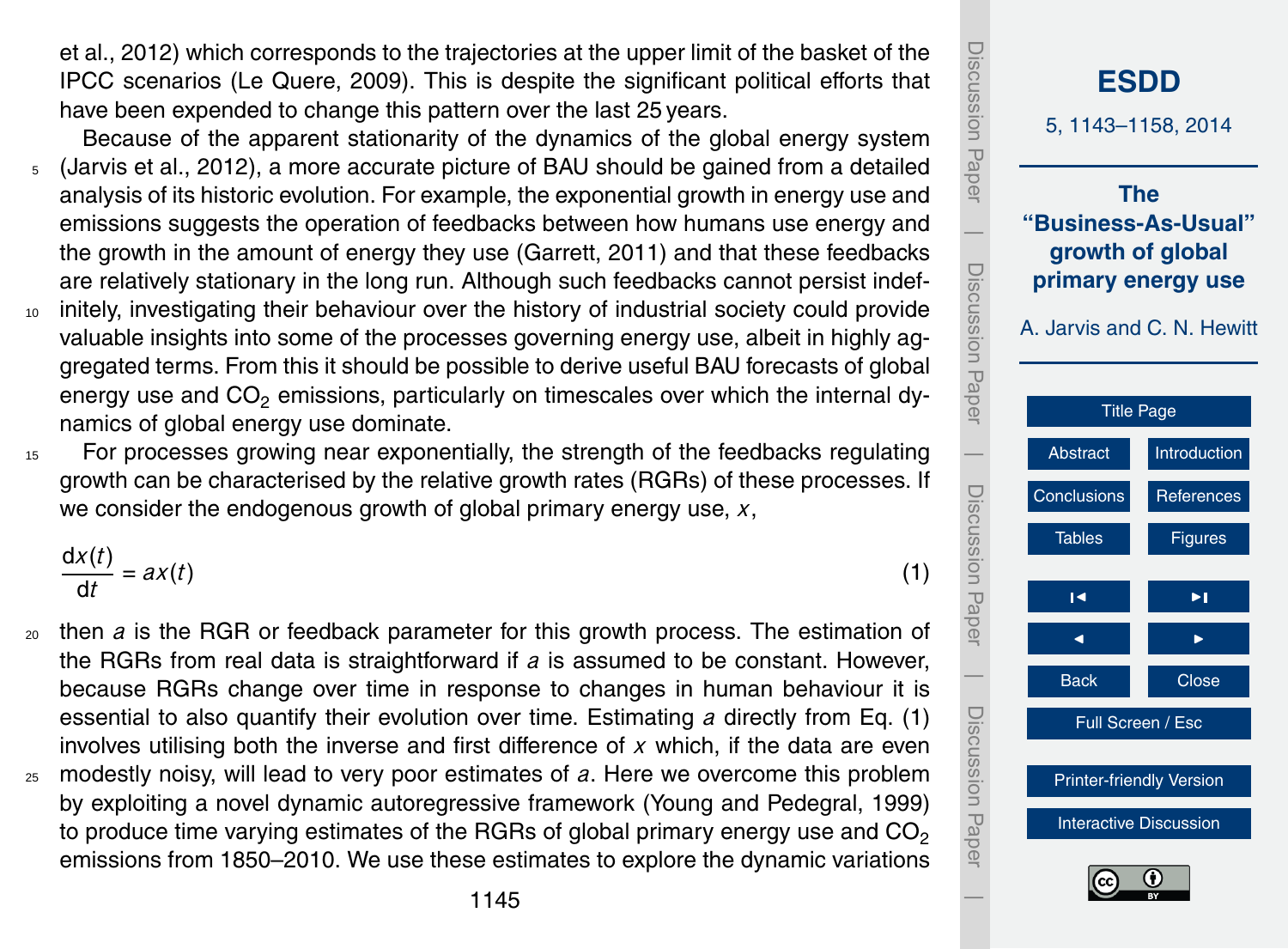et al., 2012) which corresponds to the trajectories at the upper limit of the basket of the IPCC scenarios (Le Quere, 2009). This is despite the significant political efforts that have been expended to change this pattern over the last 25 years.

Because of the apparent stationarity of the dynamics of the global energy system (Jarvis et al., 2012), a more accurate picture of BAU should be gained from a detailed analysis of its historic evolution. For example, the exponential growth in energy use and emissions suggests the operation of feedbacks between how humans use energy and the growth in the amount of energy they use (Garrett, 2011) and that these feedbacks are relatively stationary in the long run. Although such feedbacks cannot persist indefinitely, investigating their behaviour over the history of industrial society could provide valuable insights into some of the processes governing energy use, albeit in highly aggregated terms. From this it should be possible to derive useful BAU forecasts of global energy use and $CO_2$ emissions, particularly on timescales over which the internal dynamics of global energy use dominate.

For processes growing near exponentially, the strength of the feedbacks regulating growth can be characterised by the relative growth rates (RGRs) of these processes. If we consider the endogenous growth of global primary energy use, $x$,

$$\frac{\mathrm{d}x(t)}{\mathrm{d}t} = ax(t) \tag{1}$$

then $a$ is the RGR or feedback parameter for this growth process. The estimation of the RGRs from real data is straightforward if $a$ is assumed to be constant. However, because RGRs change over time in response to changes in human behaviour it is essential to also quantify their evolution over time. Estimating $a$ directly from Eq. (1) involves utilising both the inverse and first difference of $x$ which, if the data are even modestly noisy, will lead to very poor estimates of $a$. Here we overcome this problem by exploiting a novel dynamic autoregressive framework (Young and Pedegral, 1999) to produce time varying estimates of the RGRs of global primary energy use and $CO_2$ emissions from 1850–2010. We use these estimates to explore the dynamic variations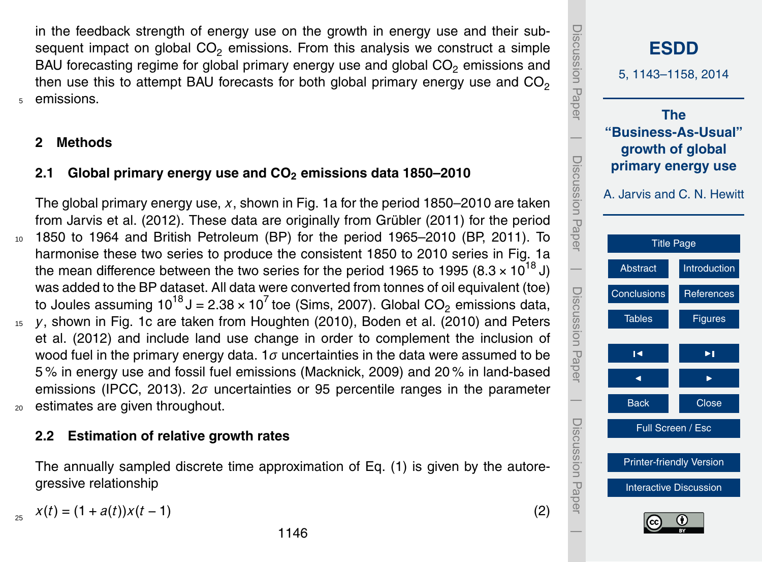in the feedback strength of energy use on the growth in energy use and their subsequent impact on global $CO_2$ emissions. From this analysis we construct a simple BAU forecasting regime for global primary energy use and global $CO_2$ emissions and then use this to attempt BAU forecasts for both global primary energy use and $CO_2$ emissions.

## 2 Methods

### 2.1 Global primary energy use and $CO_2$ emissions data 1850–2010

The global primary energy use, $x$, shown in Fig. 1a for the period 1850–2010 are taken from Jarvis et al. (2012). These data are originally from Grübler (2011) for the period 1850 to 1964 and British Petroleum (BP) for the period 1965–2010 (BP, 2011). To harmonise these two series to produce the consistent 1850 to 2010 series in Fig. 1a the mean difference between the two series for the period 1965 to 1995 ($8.3 \times 10^{18}$ J) was added to the BP dataset. All data were converted from tonnes of oil equivalent (toe) to Joules assuming $10^{18}$ J = $2.38 \times 10^{7}$ toe (Sims, 2007). Global $CO_2$ emissions data, $y$, shown in Fig. 1c are taken from Houghten (2010), Boden et al. (2010) and Peters et al. (2012) and include land use change in order to complement the inclusion of wood fuel in the primary energy data. $1\sigma$ uncertainties in the data were assumed to be 5 % in energy use and fossil fuel emissions (Macknick, 2009) and 20 % in land-based emissions (IPCC, 2013). $2\sigma$ uncertainties or 95 percentile ranges in the parameter estimates are given throughout.

### 2.2 Estimation of relative growth rates

The annually sampled discrete time approximation of Eq. (1) is given by the autoregressive relationship

$$x(t) = (1 + a(t))x(t-1) \tag{2}$$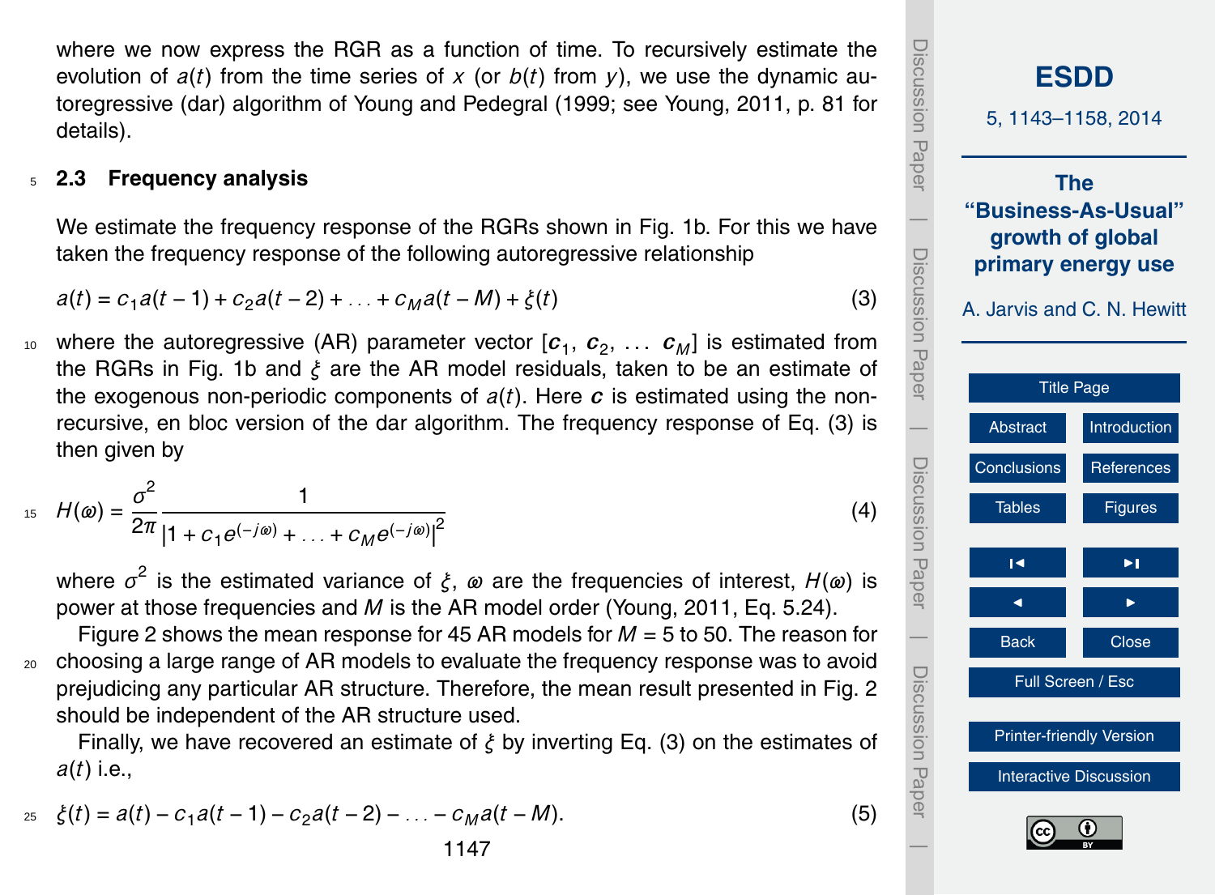where we now express the RGR as a function of time. To recursively estimate the evolution of $a(t)$ from the time series of $x$ (or $b(t)$ from $y$), we use the dynamic autoregressive (dar) algorithm of Young and Pedegral (1999; see Young, 2011, p. 81 for details).

### 2.3 Frequency analysis

We estimate the frequency response of the RGRs shown in Fig. 1b. For this we have taken the frequency response of the following autoregressive relationship

$$a(t) = c_1 a(t-1) + c_2 a(t-2) + \ldots + c_M a(t-M) + \xi(t) \tag{3}$$

where the autoregressive (AR) parameter vector $[\boldsymbol{c}_1, \boldsymbol{c}_2, \ldots \boldsymbol{c}_M]$ is estimated from the RGRs in Fig. 1b and $\xi$ are the AR model residuals, taken to be an estimate of the exogenous non-periodic components of $a(t)$. Here $\boldsymbol{c}$ is estimated using the non-recursive, en bloc version of the dar algorithm. The frequency response of Eq. (3) is then given by

$$H(\varpi) = \frac{\sigma^2}{2\pi} \frac{1}{|1 + c_1 e^{(-j\varpi)} + \ldots + c_M e^{(-j\varpi)}|^2} \tag{4}$$

where $\sigma^2$ is the estimated variance of $\xi$, $\varpi$ are the frequencies of interest, $H(\varpi)$ is power at those frequencies and $M$ is the AR model order (Young, 2011, Eq. 5.24).

Figure 2 shows the mean response for 45 AR models for $M = 5$ to 50. The reason for choosing a large range of AR models to evaluate the frequency response was to avoid prejudicing any particular AR structure. Therefore, the mean result presented in Fig. 2 should be independent of the AR structure used.

Finally, we have recovered an estimate of $\xi$ by inverting Eq. (3) on the estimates of $a(t)$ i.e.,

$$\xi(t) = a(t) - c_1 a(t-1) - c_2 a(t-2) - \ldots - c_M a(t-M). \tag{5}$$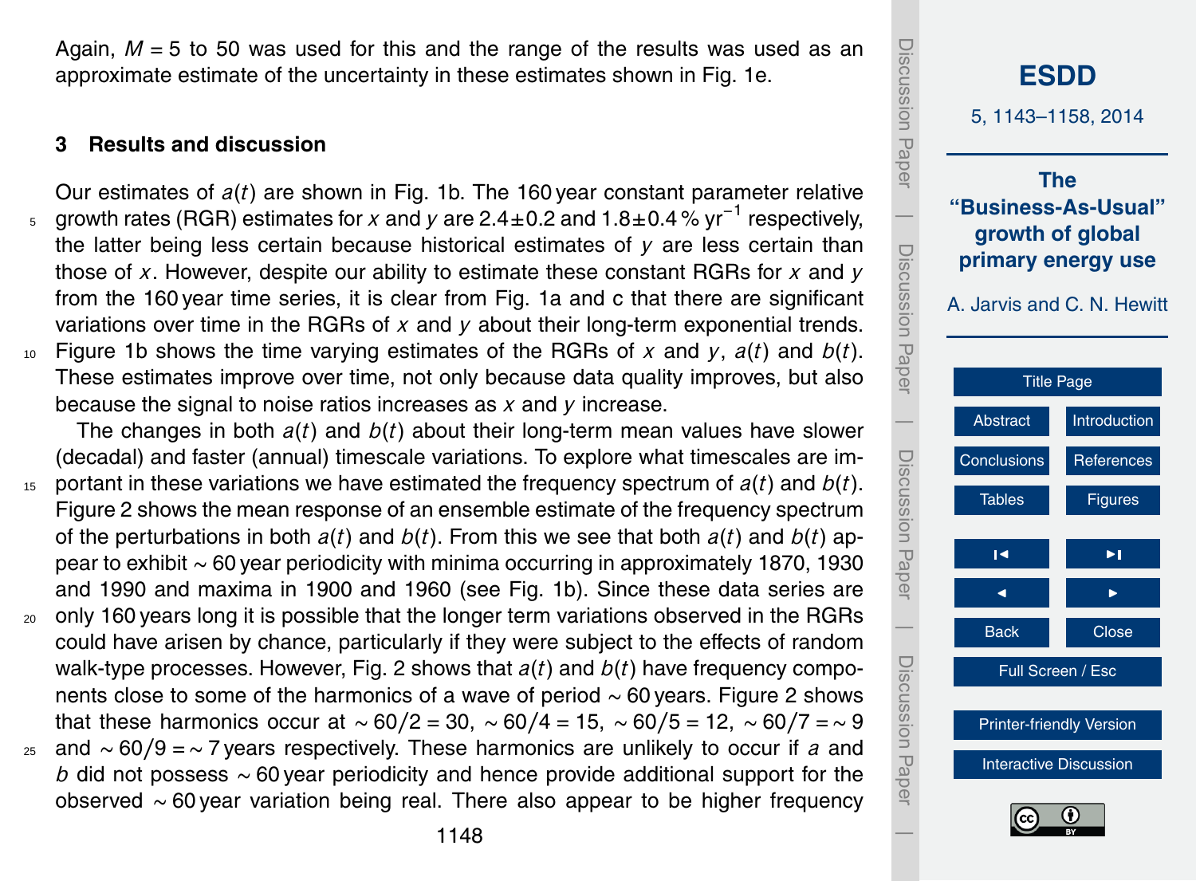Again, $M = 5$ to 50 was used for this and the range of the results was used as an approximate estimate of the uncertainty in these estimates shown in Fig. 1e.

## 3 Results and discussion

Our estimates of $a(t)$ are shown in Fig. 1b. The 160 year constant parameter relative growth rates (RGR) estimates for $x$ and $y$ are $2.4\pm0.2$ and $1.8\pm0.4$ % yr$^{-1}$ respectively, the latter being less certain because historical estimates of $y$ are less certain than those of $x$. However, despite our ability to estimate these constant RGRs for $x$ and $y$ from the 160 year time series, it is clear from Fig. 1a and c that there are significant variations over time in the RGRs of $x$ and $y$ about their long-term exponential trends. Figure 1b shows the time varying estimates of the RGRs of $x$ and $y$, $a(t)$ and $b(t)$. These estimates improve over time, not only because data quality improves, but also because the signal to noise ratios increases as $x$ and $y$ increase.

The changes in both $a(t)$ and $b(t)$ about their long-term mean values have slower (decadal) and faster (annual) timescale variations. To explore what timescales are important in these variations we have estimated the frequency spectrum of $a(t)$ and $b(t)$. Figure 2 shows the mean response of an ensemble estimate of the frequency spectrum of the perturbations in both $a(t)$ and $b(t)$. From this we see that both $a(t)$ and $b(t)$ appear to exhibit ~ 60 year periodicity with minima occurring in approximately 1870, 1930 and 1990 and maxima in 1900 and 1960 (see Fig. 1b). Since these data series are only 160 years long it is possible that the longer term variations observed in the RGRs could have arisen by chance, particularly if they were subject to the effects of random walk-type processes. However, Fig. 2 shows that $a(t)$ and $b(t)$ have frequency components close to some of the harmonics of a wave of period ~ 60 years. Figure 2 shows that these harmonics occur at $\sim 60/2 = 30$, $\sim 60/4 = 15$, $\sim 60/5 = 12$, $\sim 60/7 = \sim 9$ and $\sim 60/9 = \sim 7$ years respectively. These harmonics are unlikely to occur if $a$ and $b$ did not possess ~ 60 year periodicity and hence provide additional support for the observed ~ 60 year variation being real. There also appear to be higher frequency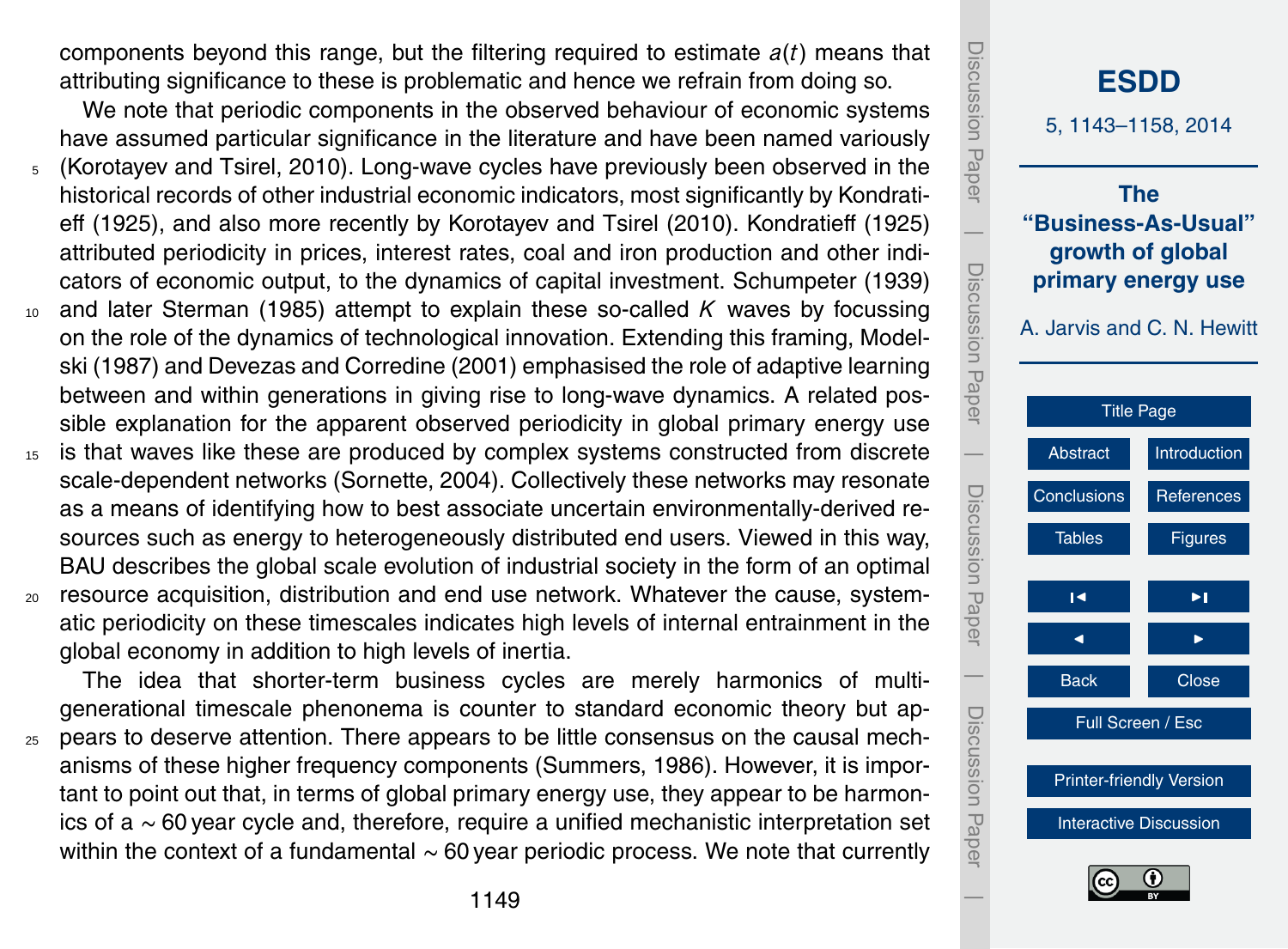components beyond this range, but the filtering required to estimate $a(t)$ means that attributing significance to these is problematic and hence we refrain from doing so.

We note that periodic components in the observed behaviour of economic systems have assumed particular significance in the literature and have been named variously (Korotayev and Tsirel, 2010). Long-wave cycles have previously been observed in the historical records of other industrial economic indicators, most significantly by Kondratieff (1925), and also more recently by Korotayev and Tsirel (2010). Kondratieff (1925) attributed periodicity in prices, interest rates, coal and iron production and other indicators of economic output, to the dynamics of capital investment. Schumpeter (1939) and later Sterman (1985) attempt to explain these so-called $K$ waves by focussing on the role of the dynamics of technological innovation. Extending this framing, Modelski (1987) and Devezas and Corredine (2001) emphasised the role of adaptive learning between and within generations in giving rise to long-wave dynamics. A related possible explanation for the apparent observed periodicity in global primary energy use is that waves like these are produced by complex systems constructed from discrete scale-dependent networks (Sornette, 2004). Collectively these networks may resonate as a means of identifying how to best associate uncertain environmentally-derived resources such as energy to heterogeneously distributed end users. Viewed in this way, BAU describes the global scale evolution of industrial society in the form of an optimal resource acquisition, distribution and end use network. Whatever the cause, systematic periodicity on these timescales indicates high levels of internal entrainment in the global economy in addition to high levels of inertia.

The idea that shorter-term business cycles are merely harmonics of multi-generational timescale phenonema is counter to standard economic theory but appears to deserve attention. There appears to be little consensus on the causal mechanisms of these higher frequency components (Summers, 1986). However, it is important to point out that, in terms of global primary energy use, they appear to be harmonics of a $\sim 60$ year cycle and, therefore, require a unified mechanistic interpretation set within the context of a fundamental $\sim 60$ year periodic process. We note that currently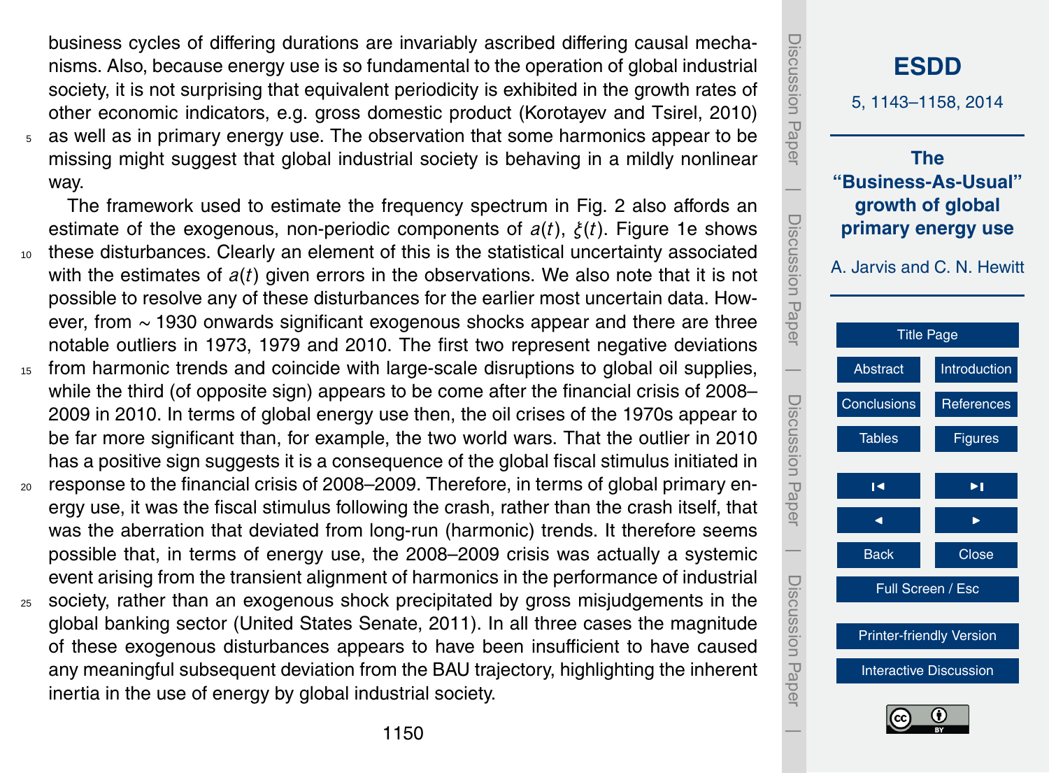business cycles of differing durations are invariably ascribed differing causal mechanisms. Also, because energy use is so fundamental to the operation of global industrial society, it is not surprising that equivalent periodicity is exhibited in the growth rates of other economic indicators, e.g. gross domestic product (Korotayev and Tsirel, 2010) as well as in primary energy use. The observation that some harmonics appear to be missing might suggest that global industrial society is behaving in a mildly nonlinear way.

The framework used to estimate the frequency spectrum in Fig. 2 also affords an estimate of the exogenous, non-periodic components of $a(t)$, $\xi(t)$. Figure 1e shows these disturbances. Clearly an element of this is the statistical uncertainty associated with the estimates of $a(t)$ given errors in the observations. We also note that it is not possible to resolve any of these disturbances for the earlier most uncertain data. However, from ∼ 1930 onwards significant exogenous shocks appear and there are three notable outliers in 1973, 1979 and 2010. The first two represent negative deviations from harmonic trends and coincide with large-scale disruptions to global oil supplies, while the third (of opposite sign) appears to be come after the financial crisis of 2008–2009 in 2010. In terms of global energy use then, the oil crises of the 1970s appear to be far more significant than, for example, the two world wars. That the outlier in 2010 has a positive sign suggests it is a consequence of the global fiscal stimulus initiated in response to the financial crisis of 2008–2009. Therefore, in terms of global primary energy use, it was the fiscal stimulus following the crash, rather than the crash itself, that was the aberration that deviated from long-run (harmonic) trends. It therefore seems possible that, in terms of energy use, the 2008–2009 crisis was actually a systemic event arising from the transient alignment of harmonics in the performance of industrial society, rather than an exogenous shock precipitated by gross misjudgements in the global banking sector (United States Senate, 2011). In all three cases the magnitude of these exogenous disturbances appears to have been insufficient to have caused any meaningful subsequent deviation from the BAU trajectory, highlighting the inherent inertia in the use of energy by global industrial society.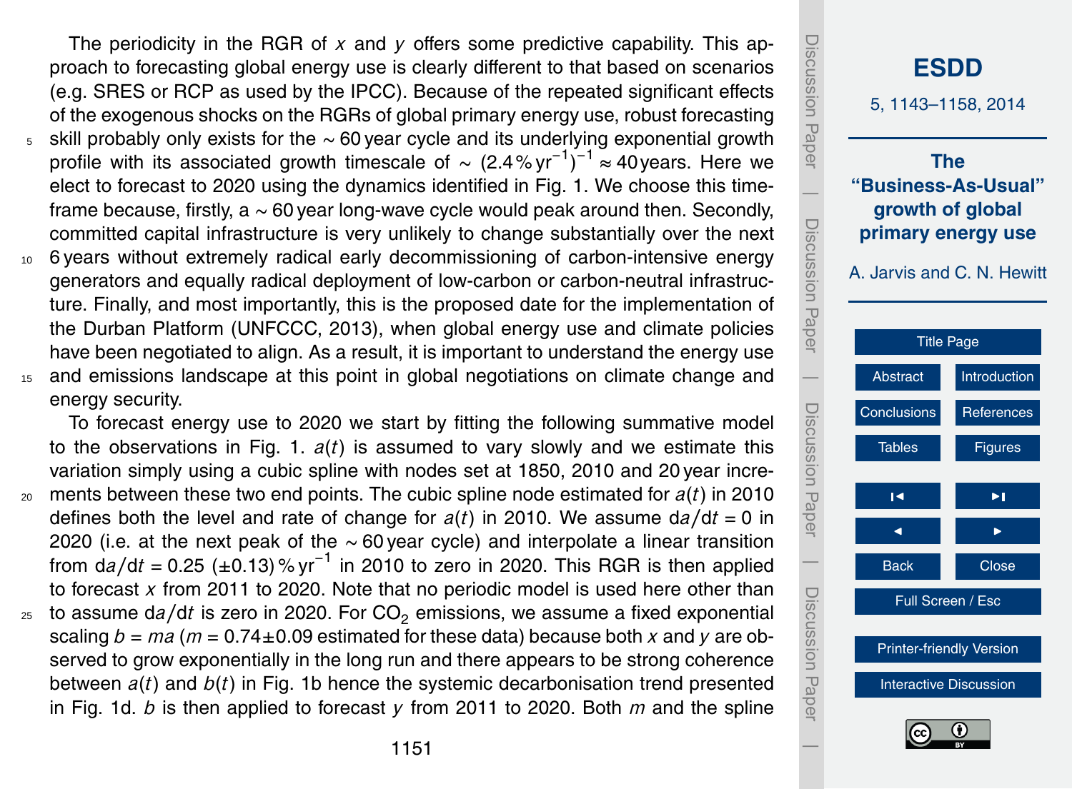The periodicity in the RGR of $x$ and $y$ offers some predictive capability. This approach to forecasting global energy use is clearly different to that based on scenarios (e.g. SRES or RCP as used by the IPCC). Because of the repeated significant effects of the exogenous shocks on the RGRs of global primary energy use, robust forecasting skill probably only exists for the ~ 60 year cycle and its underlying exponential growth profile with its associated growth timescale of ~ $(2.4\,\%\,\mathrm{yr}^{-1})^{-1} \approx 40$ years. Here we elect to forecast to 2020 using the dynamics identified in Fig. 1. We choose this timeframe because, firstly, a ~ 60 year long-wave cycle would peak around then. Secondly, committed capital infrastructure is very unlikely to change substantially over the next 6 years without extremely radical early decommissioning of carbon-intensive energy generators and equally radical deployment of low-carbon or carbon-neutral infrastructure. Finally, and most importantly, this is the proposed date for the implementation of the Durban Platform (UNFCCC, 2013), when global energy use and climate policies have been negotiated to align. As a result, it is important to understand the energy use and emissions landscape at this point in global negotiations on climate change and energy security.

To forecast energy use to 2020 we start by fitting the following summative model to the observations in Fig. 1. $a(t)$ is assumed to vary slowly and we estimate this variation simply using a cubic spline with nodes set at 1850, 2010 and 20 year increments between these two end points. The cubic spline node estimated for $a(t)$ in 2010 defines both the level and rate of change for $a(t)$ in 2010. We assume $\mathrm{d}a/\mathrm{d}t = 0$ in 2020 (i.e. at the next peak of the ~ 60 year cycle) and interpolate a linear transition from $\mathrm{d}a/\mathrm{d}t = 0.25\ (\pm 0.13)\,\%\,\mathrm{yr}^{-1}$ in 2010 to zero in 2020. This RGR is then applied to forecast $x$ from 2011 to 2020. Note that no periodic model is used here other than to assume $\mathrm{d}a/\mathrm{d}t$ is zero in 2020. For $CO_2$ emissions, we assume a fixed exponential scaling $b = ma$ ($m = 0.74 \pm 0.09$ estimated for these data) because both $x$ and $y$ are observed to grow exponentially in the long run and there appears to be strong coherence between $a(t)$ and $b(t)$ in Fig. 1b hence the systemic decarbonisation trend presented in Fig. 1d. $b$ is then applied to forecast $y$ from 2011 to 2020. Both $m$ and the spline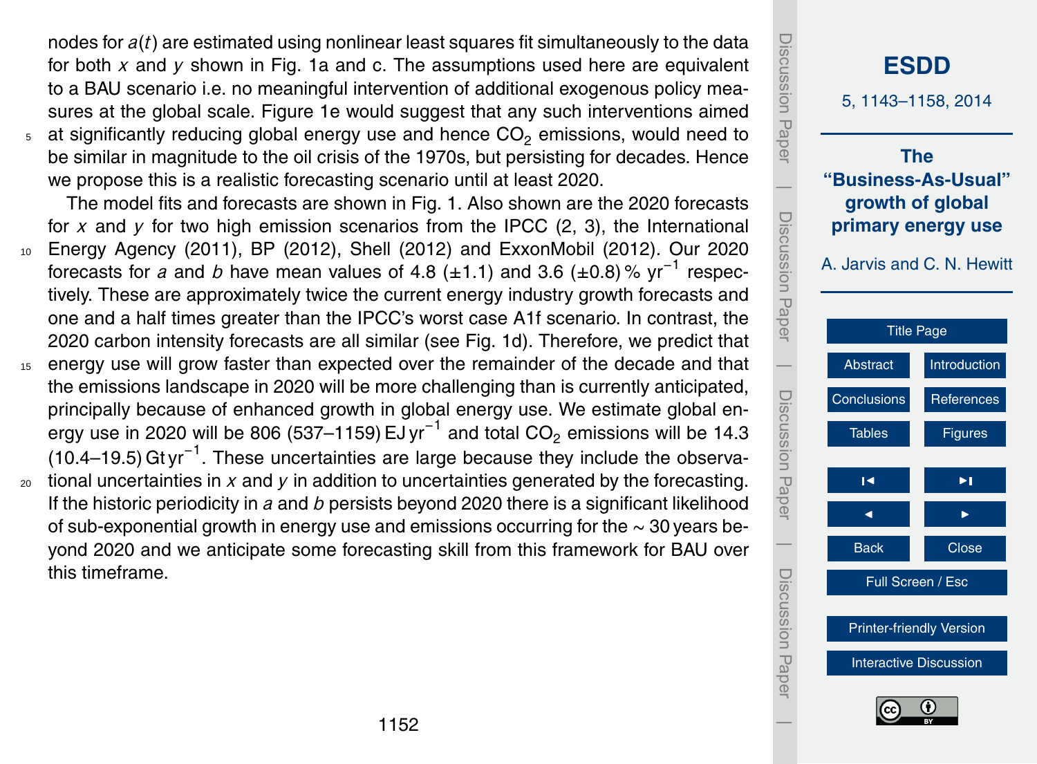nodes for $a(t)$ are estimated using nonlinear least squares fit simultaneously to the data for both $x$ and $y$ shown in Fig. 1a and c. The assumptions used here are equivalent to a BAU scenario i.e. no meaningful intervention of additional exogenous policy measures at the global scale. Figure 1e would suggest that any such interventions aimed at significantly reducing global energy use and hence $CO_2$ emissions, would need to be similar in magnitude to the oil crisis of the 1970s, but persisting for decades. Hence we propose this is a realistic forecasting scenario until at least 2020.

The model fits and forecasts are shown in Fig. 1. Also shown are the 2020 forecasts for $x$ and $y$ for two high emission scenarios from the IPCC (2, 3), the International Energy Agency (2011), BP (2012), Shell (2012) and ExxonMobil (2012). Our 2020 forecasts for $a$ and $b$ have mean values of 4.8 (±1.1) and 3.6 (±0.8) % $yr^{-1}$ respectively. These are approximately twice the current energy industry growth forecasts and one and a half times greater than the IPCC's worst case A1f scenario. In contrast, the 2020 carbon intensity forecasts are all similar (see Fig. 1d). Therefore, we predict that energy use will grow faster than expected over the remainder of the decade and that the emissions landscape in 2020 will be more challenging than is currently anticipated, principally because of enhanced growth in global energy use. We estimate global energy use in 2020 will be 806 (537–1159) EJ $yr^{-1}$ and total $CO_2$ emissions will be 14.3 (10.4–19.5) Gt $yr^{-1}$. These uncertainties are large because they include the observational uncertainties in $x$ and $y$ in addition to uncertainties generated by the forecasting. If the historic periodicity in $a$ and $b$ persists beyond 2020 there is a significant likelihood of sub-exponential growth in energy use and emissions occurring for the ~ 30 years beyond 2020 and we anticipate some forecasting skill from this framework for BAU over this timeframe.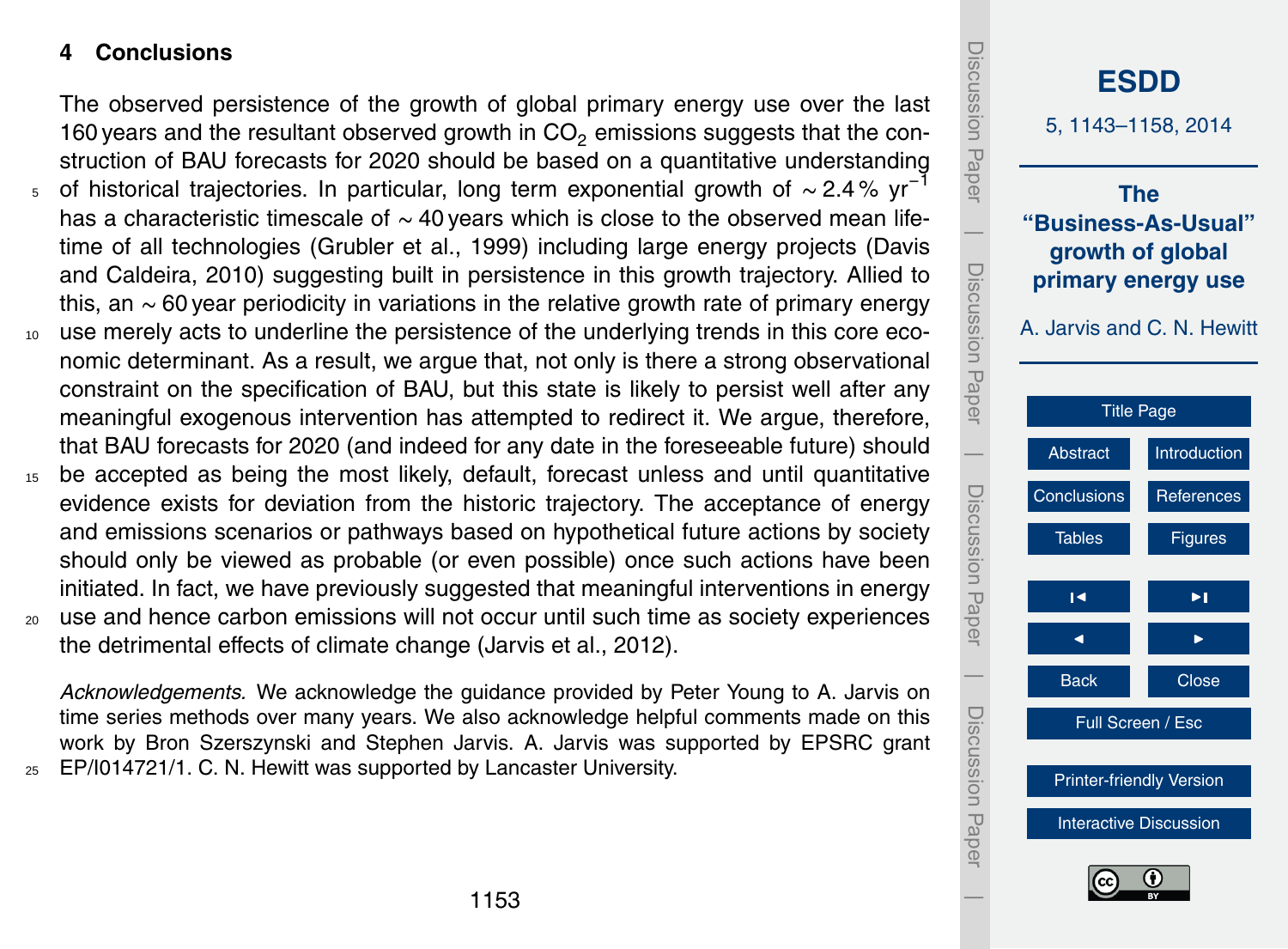## 4 Conclusions

The observed persistence of the growth of global primary energy use over the last 160 years and the resultant observed growth in $CO_2$ emissions suggests that the construction of BAU forecasts for 2020 should be based on a quantitative understanding of historical trajectories. In particular, long term exponential growth of $\sim 2.4\,\%\ \text{yr}^{-1}$ has a characteristic timescale of $\sim 40$ years which is close to the observed mean lifetime of all technologies (Grubler et al., 1999) including large energy projects (Davis and Caldeira, 2010) suggesting built in persistence in this growth trajectory. Allied to this, an $\sim 60$ year periodicity in variations in the relative growth rate of primary energy use merely acts to underline the persistence of the underlying trends in this core economic determinant. As a result, we argue that, not only is there a strong observational constraint on the specification of BAU, but this state is likely to persist well after any meaningful exogenous intervention has attempted to redirect it. We argue, therefore, that BAU forecasts for 2020 (and indeed for any date in the foreseeable future) should be accepted as being the most likely, default, forecast unless and until quantitative evidence exists for deviation from the historic trajectory. The acceptance of energy and emissions scenarios or pathways based on hypothetical future actions by society should only be viewed as probable (or even possible) once such actions have been initiated. In fact, we have previously suggested that meaningful interventions in energy use and hence carbon emissions will not occur until such time as society experiences the detrimental effects of climate change (Jarvis et al., 2012).

*Acknowledgements.* We acknowledge the guidance provided by Peter Young to A. Jarvis on time series methods over many years. We also acknowledge helpful comments made on this work by Bron Szerszynski and Stephen Jarvis. A. Jarvis was supported by EPSRC grant EP/I014721/1. C. N. Hewitt was supported by Lancaster University.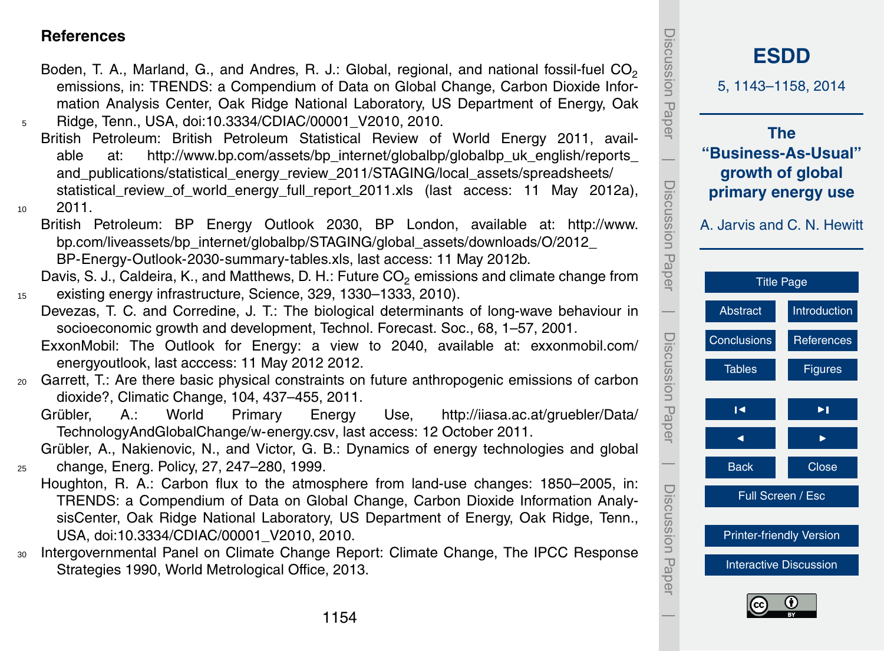## References

Boden, T. A., Marland, G., and Andres, R. J.: Global, regional, and national fossil-fuel $CO_2$ emissions, in: TRENDS: a Compendium of Data on Global Change, Carbon Dioxide Information Analysis Center, Oak Ridge National Laboratory, US Department of Energy, Oak Ridge, Tenn., USA, doi:10.3334/CDIAC/00001_V2010, 2010.

British Petroleum: British Petroleum Statistical Review of World Energy 2011, available at: http://www.bp.com/assets/bp_internet/globalbp/globalbp_uk_english/reports_and_publications/statistical_energy_review_2011/STAGING/local_assets/spreadsheets/statistical_review_of_world_energy_full_report_2011.xls (last access: 11 May 2012a), 2011.

British Petroleum: BP Energy Outlook 2030, BP London, available at: http://www.bp.com/liveassets/bp_internet/globalbp/STAGING/global_assets/downloads/O/2012_BP-Energy-Outlook-2030-summary-tables.xls, last access: 11 May 2012b.

Davis, S. J., Caldeira, K., and Matthews, D. H.: Future $CO_2$ emissions and climate change from existing energy infrastructure, Science, 329, 1330–1333, 2010).

Devezas, T. C. and Corredine, J. T.: The biological determinants of long-wave behaviour in socioeconomic growth and development, Technol. Forecast. Soc., 68, 1–57, 2001.

ExxonMobil: The Outlook for Energy: a view to 2040, available at: exxonmobil.com/energyoutlook, last acccess: 11 May 2012 2012.

Garrett, T.: Are there basic physical constraints on future anthropogenic emissions of carbon dioxide?, Climatic Change, 104, 437–455, 2011.

Grübler, A.: World Primary Energy Use, http://iiasa.ac.at/gruebler/Data/TechnologyAndGlobalChange/w-energy.csv, last access: 12 October 2011.

Grübler, A., Nakienovic, N., and Victor, G. B.: Dynamics of energy technologies and global change, Energ. Policy, 27, 247–280, 1999.

Houghton, R. A.: Carbon flux to the atmosphere from land-use changes: 1850–2005, in: TRENDS: a Compendium of Data on Global Change, Carbon Dioxide Information AnalysisCenter, Oak Ridge National Laboratory, US Department of Energy, Oak Ridge, Tenn., USA, doi:10.3334/CDIAC/00001_V2010, 2010.

Intergovernmental Panel on Climate Change Report: Climate Change, The IPCC Response Strategies 1990, World Metrological Office, 2013.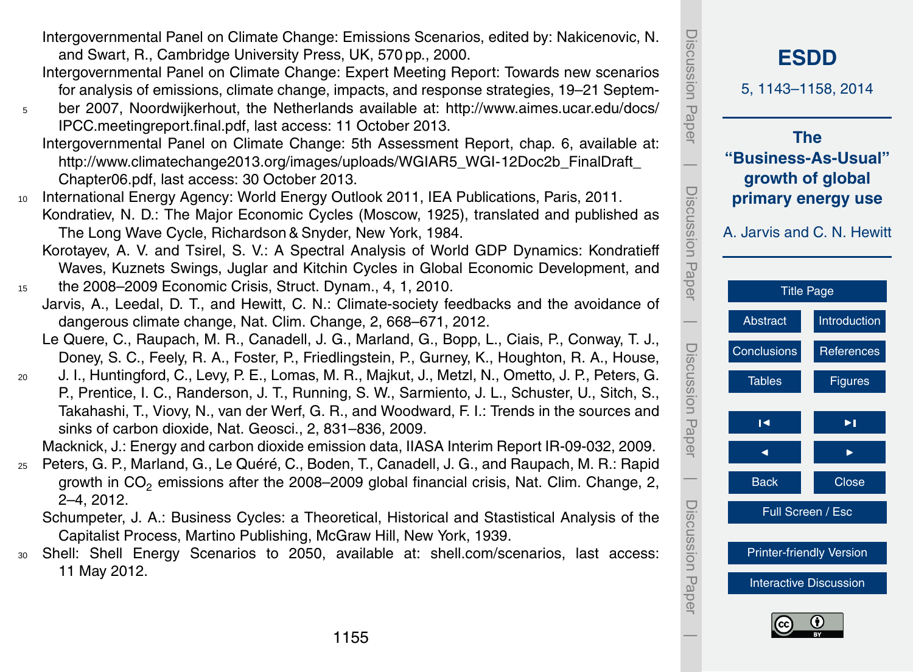Intergovernmental Panel on Climate Change: Emissions Scenarios, edited by: Nakicenovic, N. and Swart, R., Cambridge University Press, UK, 570 pp., 2000.

Intergovernmental Panel on Climate Change: Expert Meeting Report: Towards new scenarios for analysis of emissions, climate change, impacts, and response strategies, 19–21 September 2007, Noordwijkerhout, the Netherlands available at: http://www.aimes.ucar.edu/docs/IPCC.meetingreport.final.pdf, last access: 11 October 2013.

Intergovernmental Panel on Climate Change: 5th Assessment Report, chap. 6, available at: http://www.climatechange2013.org/images/uploads/WGIAR5_WGI-12Doc2b_FinalDraft_Chapter06.pdf, last access: 30 October 2013.

International Energy Agency: World Energy Outlook 2011, IEA Publications, Paris, 2011.

Kondratiev, N. D.: The Major Economic Cycles (Moscow, 1925), translated and published as The Long Wave Cycle, Richardson & Snyder, New York, 1984.

Korotayev, A. V. and Tsirel, S. V.: A Spectral Analysis of World GDP Dynamics: Kondratieff Waves, Kuznets Swings, Juglar and Kitchin Cycles in Global Economic Development, and the 2008–2009 Economic Crisis, Struct. Dynam., 4, 1, 2010.

Jarvis, A., Leedal, D. T., and Hewitt, C. N.: Climate-society feedbacks and the avoidance of dangerous climate change, Nat. Clim. Change, 2, 668–671, 2012.

Le Quere, C., Raupach, M. R., Canadell, J. G., Marland, G., Bopp, L., Ciais, P., Conway, T. J., Doney, S. C., Feely, R. A., Foster, P., Friedlingstein, P., Gurney, K., Houghton, R. A., House, J. I., Huntingford, C., Levy, P. E., Lomas, M. R., Majkut, J., Metzl, N., Ometto, J. P., Peters, G. P., Prentice, I. C., Randerson, J. T., Running, S. W., Sarmiento, J. L., Schuster, U., Sitch, S., Takahashi, T., Viovy, N., van der Werf, G. R., and Woodward, F. I.: Trends in the sources and sinks of carbon dioxide, Nat. Geosci., 2, 831–836, 2009.

Macknick, J.: Energy and carbon dioxide emission data, IIASA Interim Report IR-09-032, 2009.

Peters, G. P., Marland, G., Le Quéré, C., Boden, T., Canadell, J. G., and Raupach, M. R.: Rapid growth in $CO_2$ emissions after the 2008–2009 global financial crisis, Nat. Clim. Change, 2, 2–4, 2012.

Schumpeter, J. A.: Business Cycles: a Theoretical, Historical and Stastistical Analysis of the Capitalist Process, Martino Publishing, McGraw Hill, New York, 1939.

Shell: Shell Energy Scenarios to 2050, available at: shell.com/scenarios, last access: 11 May 2012.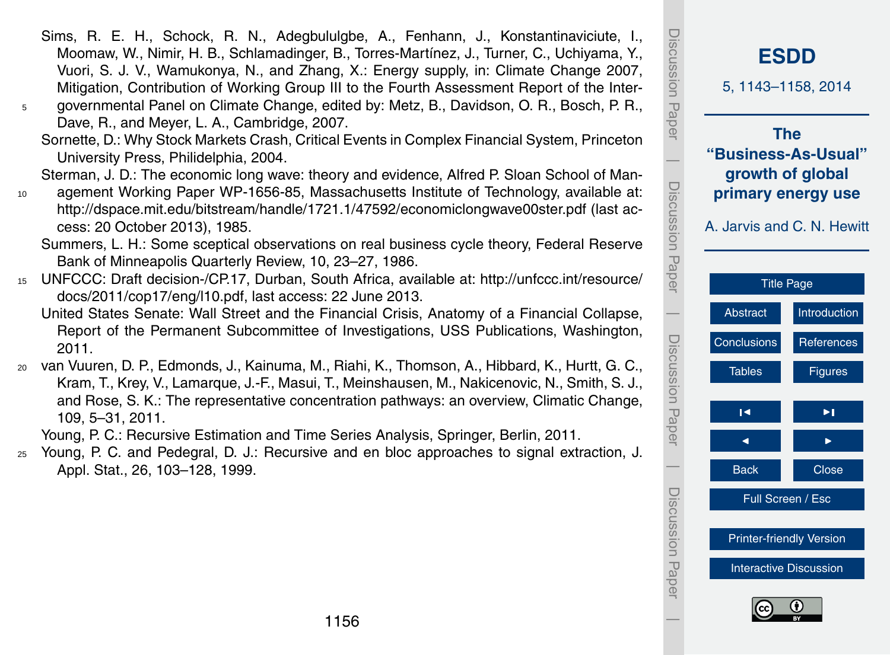Sims, R. E. H., Schock, R. N., Adegbululgbe, A., Fenhann, J., Konstantinaviciute, I., Moomaw, W., Nimir, H. B., Schlamadinger, B., Torres-Martínez, J., Turner, C., Uchiyama, Y., Vuori, S. J. V., Wamukonya, N., and Zhang, X.: Energy supply, in: Climate Change 2007, Mitigation, Contribution of Working Group III to the Fourth Assessment Report of the Intergovernmental Panel on Climate Change, edited by: Metz, B., Davidson, O. R., Bosch, P. R., Dave, R., and Meyer, L. A., Cambridge, 2007.

Sornette, D.: Why Stock Markets Crash, Critical Events in Complex Financial System, Princeton University Press, Philidelphia, 2004.

Sterman, J. D.: The economic long wave: theory and evidence, Alfred P. Sloan School of Management Working Paper WP-1656-85, Massachusetts Institute of Technology, available at: http://dspace.mit.edu/bitstream/handle/1721.1/47592/economiclongwave00ster.pdf (last access: 20 October 2013), 1985.

Summers, L. H.: Some sceptical observations on real business cycle theory, Federal Reserve Bank of Minneapolis Quarterly Review, 10, 23–27, 1986.

UNFCCC: Draft decision-/CP.17, Durban, South Africa, available at: http://unfccc.int/resource/docs/2011/cop17/eng/l10.pdf, last access: 22 June 2013.

United States Senate: Wall Street and the Financial Crisis, Anatomy of a Financial Collapse, Report of the Permanent Subcommittee of Investigations, USS Publications, Washington, 2011.

van Vuuren, D. P., Edmonds, J., Kainuma, M., Riahi, K., Thomson, A., Hibbard, K., Hurtt, G. C., Kram, T., Krey, V., Lamarque, J.-F., Masui, T., Meinshausen, M., Nakicenovic, N., Smith, S. J., and Rose, S. K.: The representative concentration pathways: an overview, Climatic Change, 109, 5–31, 2011.

Young, P. C.: Recursive Estimation and Time Series Analysis, Springer, Berlin, 2011.

Young, P. C. and Pedegral, D. J.: Recursive and en bloc approaches to signal extraction, J. Appl. Stat., 26, 103–128, 1999.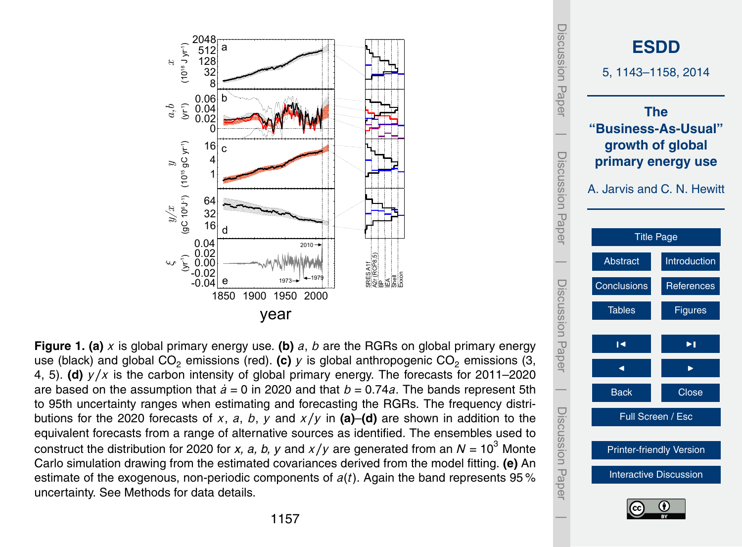**Figure 1. (a)** $x$ is global primary energy use. **(b)** $a$, $b$ are the RGRs on global primary energy use (black) and global $CO_2$ emissions (red). **(c)** $y$ is global anthropogenic $CO_2$ emissions (3, 4, 5). **(d)** $y/x$ is the carbon intensity of global primary energy. The forecasts for 2011–2020 are based on the assumption that $\dot{a} = 0$ in 2020 and that $b = 0.74a$. The bands represent 5th to 95th uncertainty ranges when estimating and forecasting the RGRs. The frequency distributions for the 2020 forecasts of $x$, $a$, $b$, $y$ and $x/y$ in **(a)–(d)** are shown in addition to the equivalent forecasts from a range of alternative sources as identified. The ensembles used to construct the distribution for 2020 for $x$, $a$, $b$, $y$ and $x/y$ are generated from an $N = 10^3$ Monte Carlo simulation drawing from the estimated covariances derived from the model fitting. **(e)** An estimate of the exogenous, non-periodic components of $a(t)$. Again the band represents 95 % uncertainty. See Methods for data details.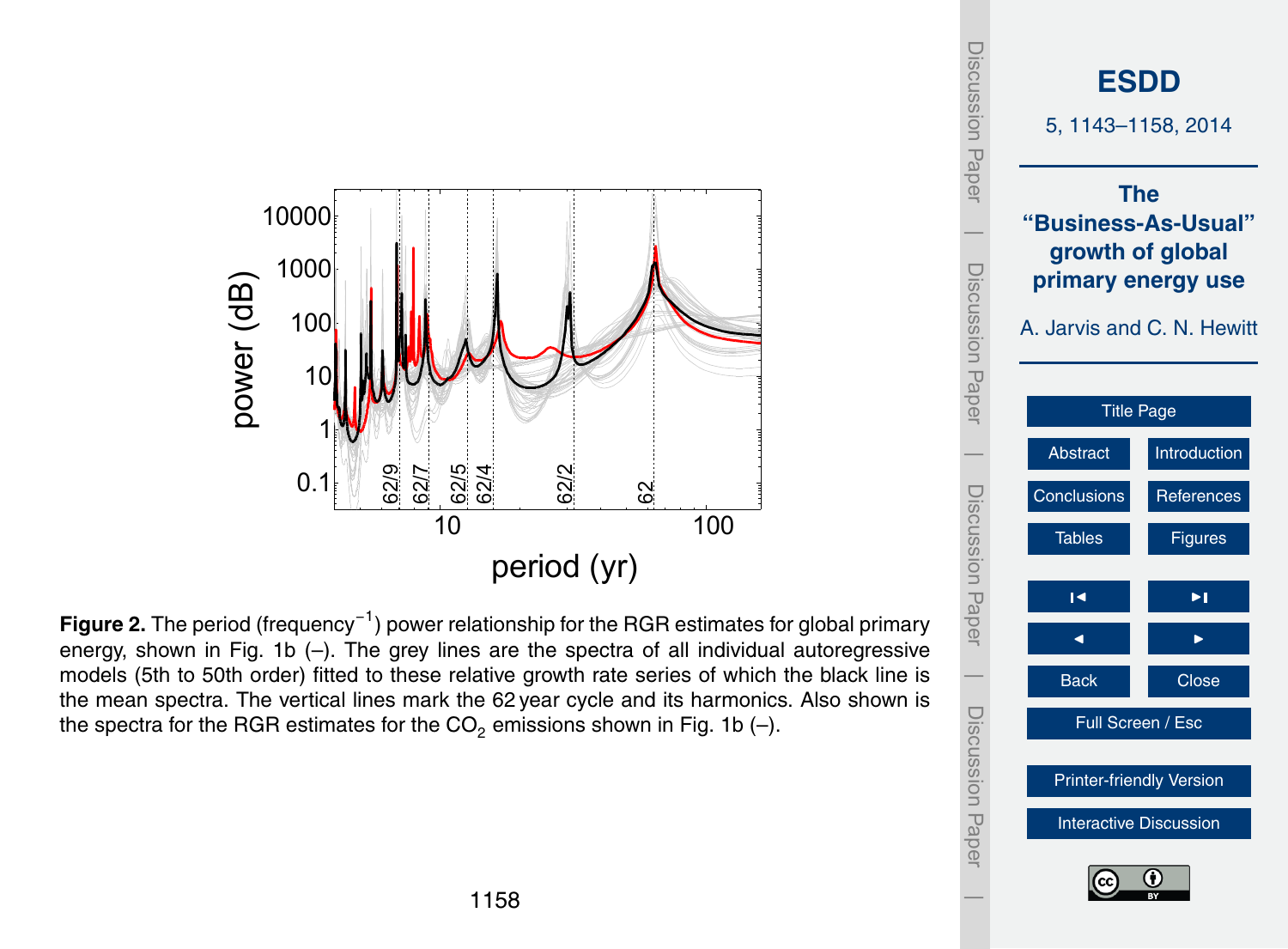power (dB)

10000
1000
100
10
1
0.1

62/9 62/7 62/5 62/4 62/2 62

10 100

period (yr)

**Figure 2.** The period ($frequency^{-1}$) power relationship for the RGR estimates for global primary energy, shown in Fig. 1b (–). The grey lines are the spectra of all individual autoregressive models (5th to 50th order) fitted to these relative growth rate series of which the black line is the mean spectra. The vertical lines mark the 62 year cycle and its harmonics. Also shown is the spectra for the RGR estimates for the $CO_2$ emissions shown in Fig. 1b (–).